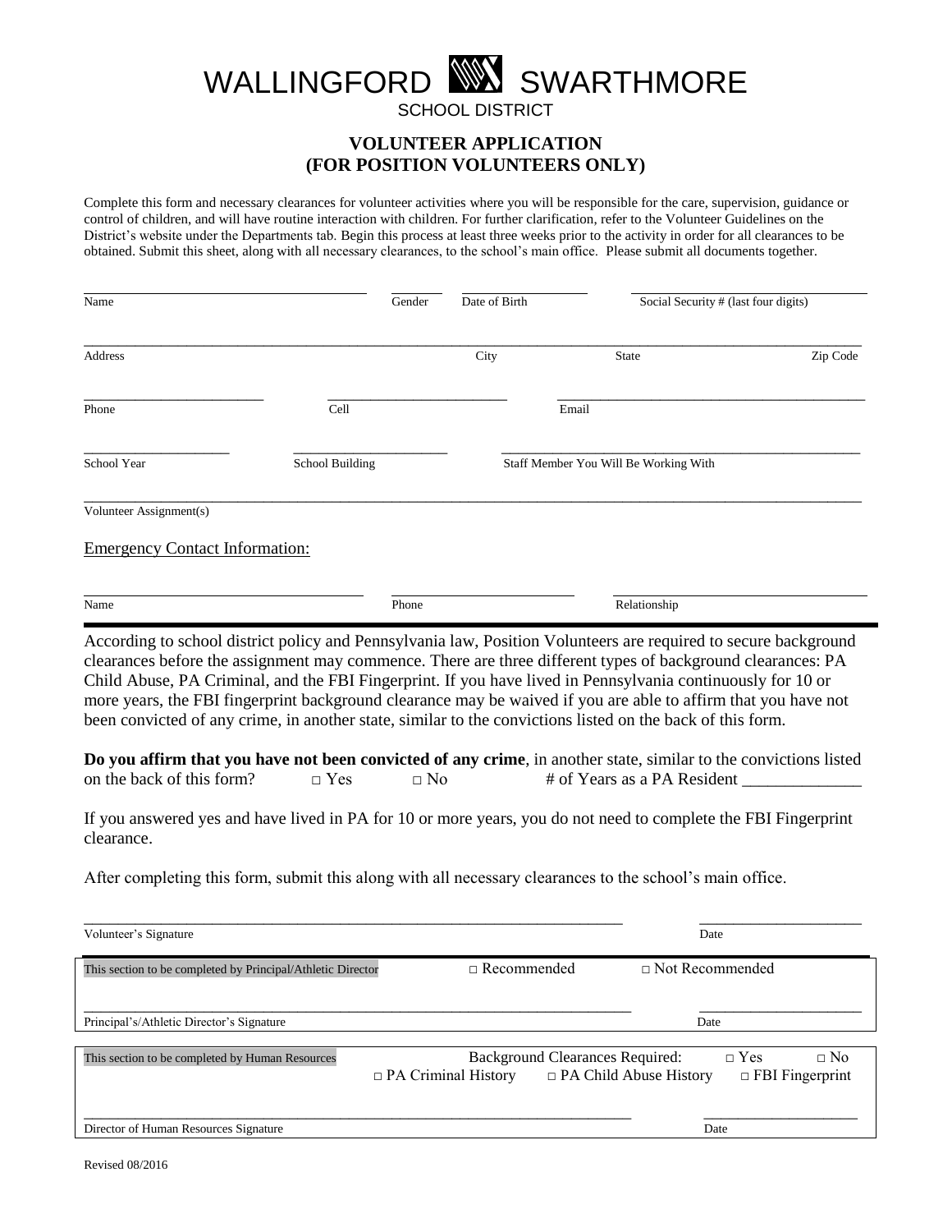# WALLINGFORD SWARTHMORE

SCHOOL DISTRICT

## VOLUNTEER APPLICATION
## (FOR POSITION VOLUNTEERS ONLY)

Complete this form and necessary clearances for volunteer activities where you will be responsible for the care, supervision, guidance or control of children, and will have routine interaction with children. For further clarification, refer to the Volunteer Guidelines on the District's website under the Departments tab. Begin this process at least three weeks prior to the activity in order for all clearances to be obtained. Submit this sheet, along with all necessary clearances, to the school's main office. Please submit all documents together.

Name ____________________ Gender ______ Date of Birth ____________ Social Security # (last four digits) ____________

Address ____________________ City ____________ State ______ Zip Code ______

Phone ____________ Cell ____________ Email ____________________

School Year ____________ School Building ____________ Staff Member You Will Be Working With ____________________

Volunteer Assignment(s) ________________________________________

Emergency Contact Information:

Name ____________________ Phone ____________ Relationship ____________

---

According to school district policy and Pennsylvania law, Position Volunteers are required to secure background clearances before the assignment may commence. There are three different types of background clearances: PA Child Abuse, PA Criminal, and the FBI Fingerprint. If you have lived in Pennsylvania continuously for 10 or more years, the FBI fingerprint background clearance may be waived if you are able to affirm that you have not been convicted of any crime, in another state, similar to the convictions listed on the back of this form.

**Do you affirm that you have not been convicted of any crime**, in another state, similar to the convictions listed on the back of this form? □ Yes □ No # of Years as a PA Resident ______________

If you answered yes and have lived in PA for 10 or more years, you do not need to complete the FBI Fingerprint clearance.

After completing this form, submit this along with all necessary clearances to the school's main office.

Volunteer's Signature ________________________________ Date ____________

---

This section to be completed by Principal/Athletic Director □ Recommended □ Not Recommended

Principal's/Athletic Director's Signature ________________________________ Date ____________

---

This section to be completed by Human Resources Background Clearances Required: □ Yes □ No

□ PA Criminal History □ PA Child Abuse History □ FBI Fingerprint

Director of Human Resources Signature ________________________________ Date ____________

Revised 08/2016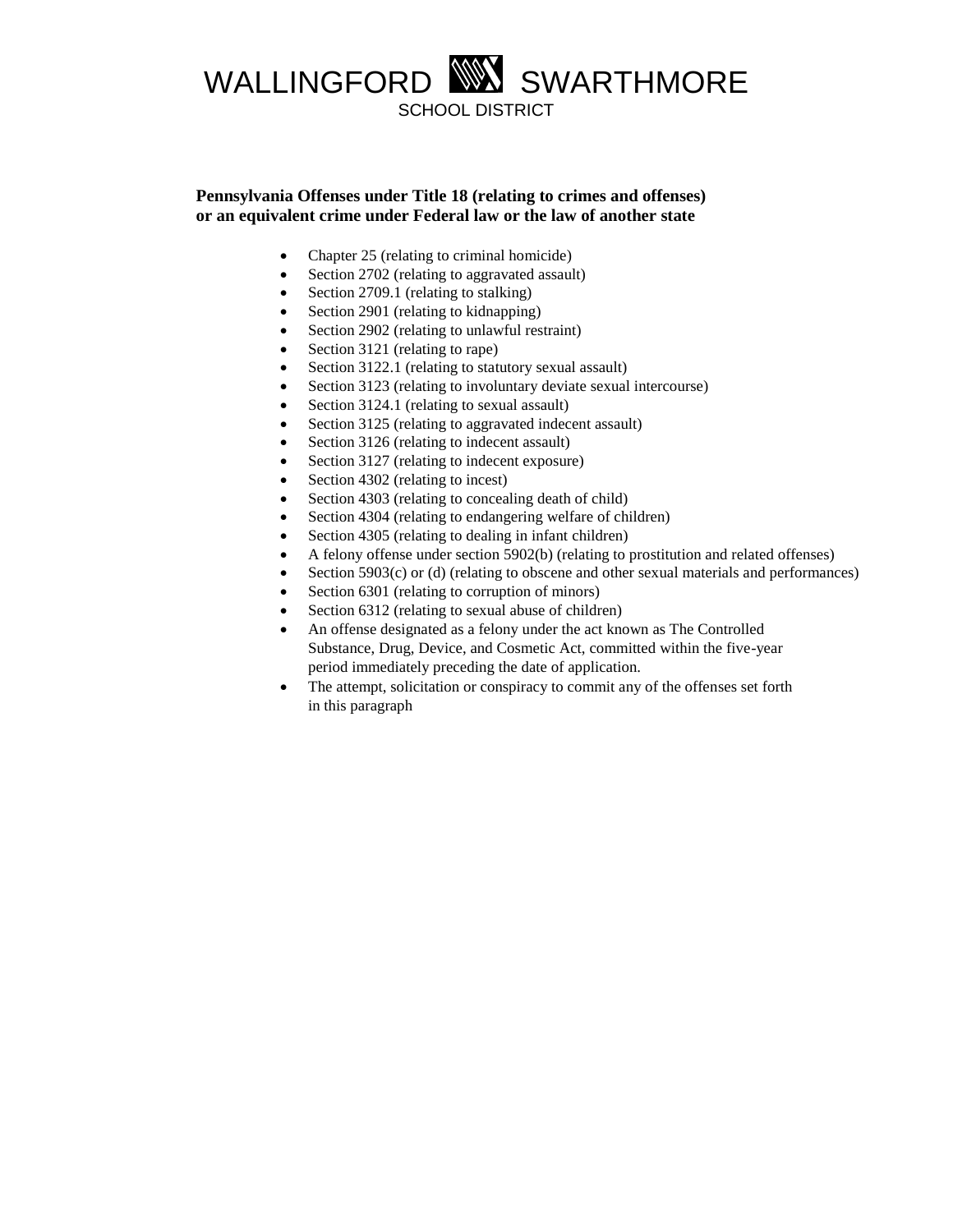WALLINGFORD SWARTHMORE
SCHOOL DISTRICT

**Pennsylvania Offenses under Title 18 (relating to crimes and offenses) or an equivalent crime under Federal law or the law of another state**

- Chapter 25 (relating to criminal homicide)
- Section 2702 (relating to aggravated assault)
- Section 2709.1 (relating to stalking)
- Section 2901 (relating to kidnapping)
- Section 2902 (relating to unlawful restraint)
- Section 3121 (relating to rape)
- Section 3122.1 (relating to statutory sexual assault)
- Section 3123 (relating to involuntary deviate sexual intercourse)
- Section 3124.1 (relating to sexual assault)
- Section 3125 (relating to aggravated indecent assault)
- Section 3126 (relating to indecent assault)
- Section 3127 (relating to indecent exposure)
- Section 4302 (relating to incest)
- Section 4303 (relating to concealing death of child)
- Section 4304 (relating to endangering welfare of children)
- Section 4305 (relating to dealing in infant children)
- A felony offense under section 5902(b) (relating to prostitution and related offenses)
- Section 5903(c) or (d) (relating to obscene and other sexual materials and performances)
- Section 6301 (relating to corruption of minors)
- Section 6312 (relating to sexual abuse of children)
- An offense designated as a felony under the act known as The Controlled Substance, Drug, Device, and Cosmetic Act, committed within the five-year period immediately preceding the date of application.
- The attempt, solicitation or conspiracy to commit any of the offenses set forth in this paragraph